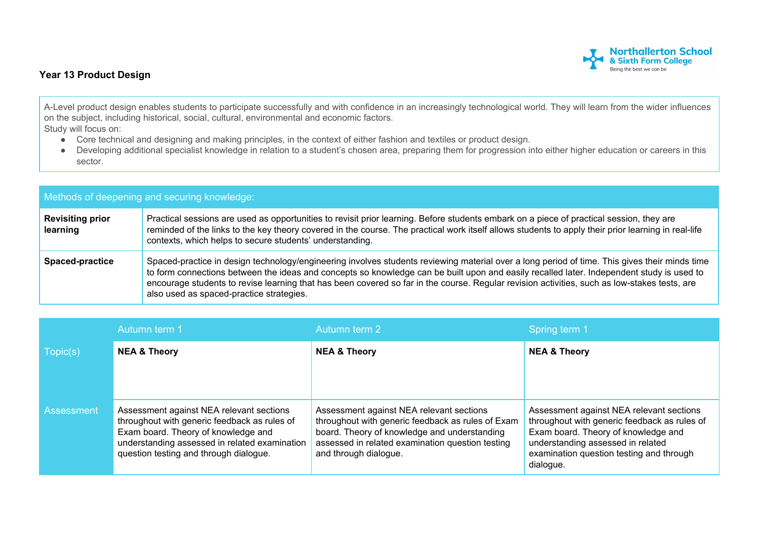## Year 13 Product Design

A-Level product design enables students to participate successfully and with confidence in an increasingly technological world. They will learn from the wider influences on the subject, including historical, social, cultural, environmental and economic factors.
Study will focus on:

- Core technical and designing and making principles, in the context of either fashion and textiles or product design.
- Developing additional specialist knowledge in relation to a student's chosen area, preparing them for progression into either higher education or careers in this sector.

| Methods of deepening and securing knowledge: | |
|---|---|
| **Revisiting prior learning** | Practical sessions are used as opportunities to revisit prior learning. Before students embark on a piece of practical session, they are reminded of the links to the key theory covered in the course. The practical work itself allows students to apply their prior learning in real-life contexts, which helps to secure students' understanding. |
| **Spaced-practice** | Spaced-practice in design technology/engineering involves students reviewing material over a long period of time. This gives their minds time to form connections between the ideas and concepts so knowledge can be built upon and easily recalled later. Independent study is used to encourage students to revise learning that has been covered so far in the course. Regular revision activities, such as low-stakes tests, are also used as spaced-practice strategies. |

| | Autumn term 1 | Autumn term 2 | Spring term 1 |
|---|---|---|---|
| Topic(s) | **NEA & Theory** | **NEA & Theory** | **NEA & Theory** |
| Assessment | Assessment against NEA relevant sections throughout with generic feedback as rules of Exam board. Theory of knowledge and understanding assessed in related examination question testing and through dialogue. | Assessment against NEA relevant sections throughout with generic feedback as rules of Exam board. Theory of knowledge and understanding assessed in related examination question testing and through dialogue. | Assessment against NEA relevant sections throughout with generic feedback as rules of Exam board. Theory of knowledge and understanding assessed in related examination question testing and through dialogue. |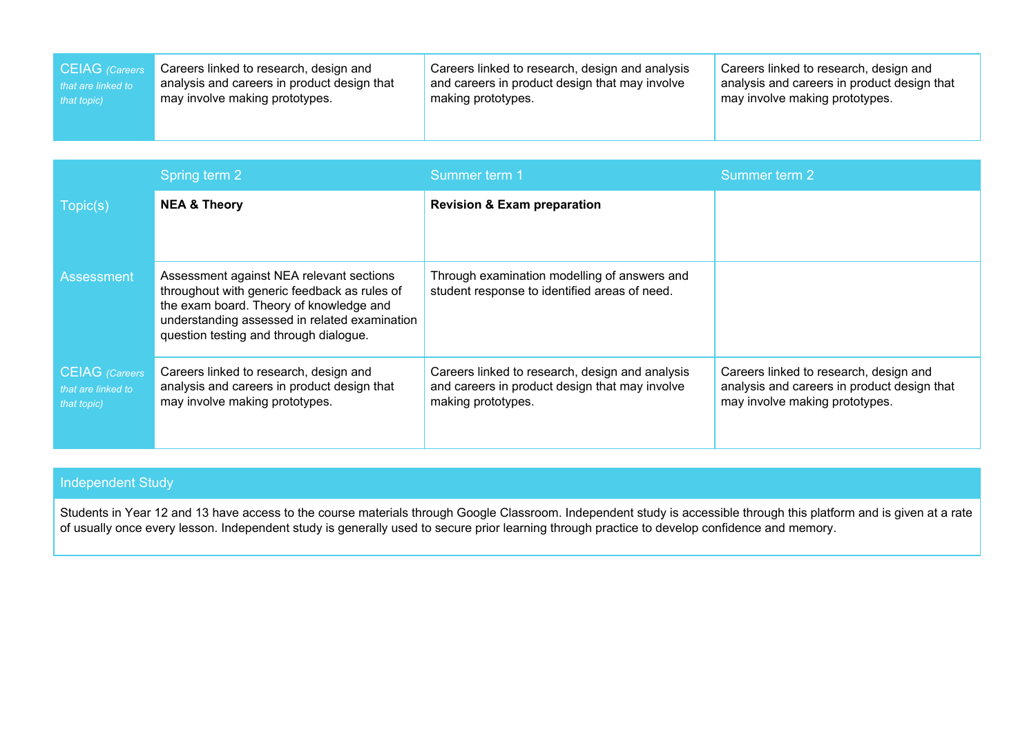| | | | |
|---|---|---|---|
| CEIAG *(Careers that are linked to that topic)* | Careers linked to research, design and analysis and careers in product design that may involve making prototypes. | Careers linked to research, design and analysis and careers in product design that may involve making prototypes. | Careers linked to research, design and analysis and careers in product design that may involve making prototypes. |

| | Spring term 2 | Summer term 1 | Summer term 2 |
|---|---|---|---|
| Topic(s) | **NEA & Theory** | **Revision & Exam preparation** | |
| Assessment | Assessment against NEA relevant sections throughout with generic feedback as rules of the exam board. Theory of knowledge and understanding assessed in related examination question testing and through dialogue. | Through examination modelling of answers and student response to identified areas of need. | |
| CEIAG *(Careers that are linked to that topic)* | Careers linked to research, design and analysis and careers in product design that may involve making prototypes. | Careers linked to research, design and analysis and careers in product design that may involve making prototypes. | Careers linked to research, design and analysis and careers in product design that may involve making prototypes. |

## Independent Study

Students in Year 12 and 13 have access to the course materials through Google Classroom. Independent study is accessible through this platform and is given at a rate of usually once every lesson. Independent study is generally used to secure prior learning through practice to develop confidence and memory.